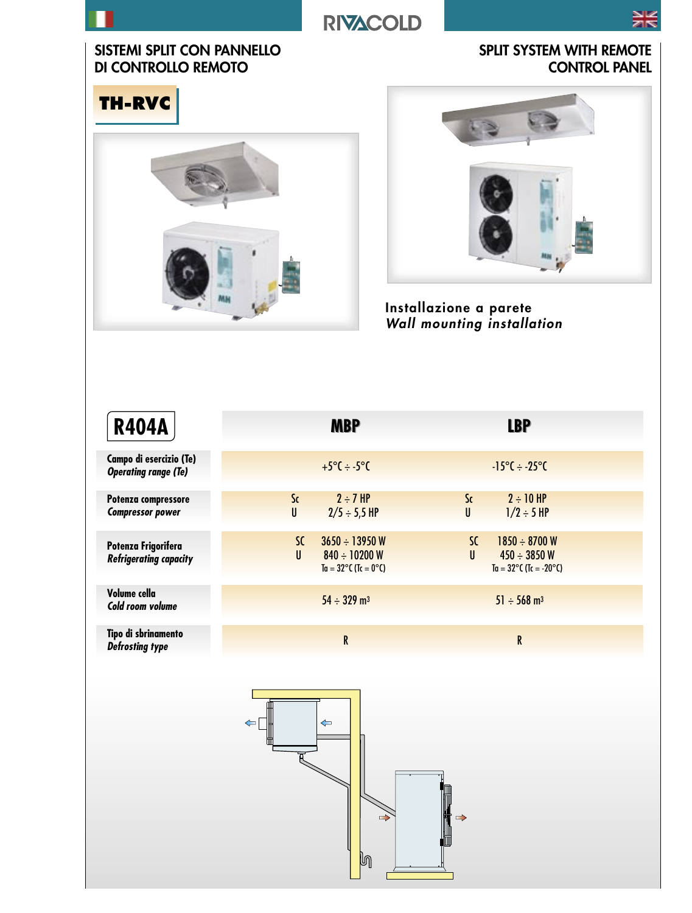RIVACOLD

## SISTEMI SPLIT CON PANNELLO DI CONTROLLO REMOTO

## SPLIT SYSTEM WITH REMOTE CONTROL PANEL

# TH-RVC

Installazione a parete
*Wall mounting installation*

| R404A | MBP | LBP |
|---|---|---|
| **Campo di esercizio (Te)** *Operating range (Te)* | +5°C ÷ -5°C | -15°C ÷ -25°C |
| **Potenza compressore** *Compressor power* | Sc 2 ÷ 7 HP<br>U 2/5 ÷ 5,5 HP | Sc 2 ÷ 10 HP<br>U 1/2 ÷ 5 HP |
| **Potenza Frigorifera** *Refrigerating capacity* | SC 3650 ÷ 13950 W<br>U 840 ÷ 10200 W<br>Ta = 32°C (Tc = 0°C) | SC 1850 ÷ 8700 W<br>U 450 ÷ 3850 W<br>Ta = 32°C (Tc = -20°C) |
| **Volume cella** *Cold room volume* | 54 ÷ 329 $m^3$ | 51 ÷ 568 $m^3$ |
| **Tipo di sbrinamento** *Defrosting type* | R | R |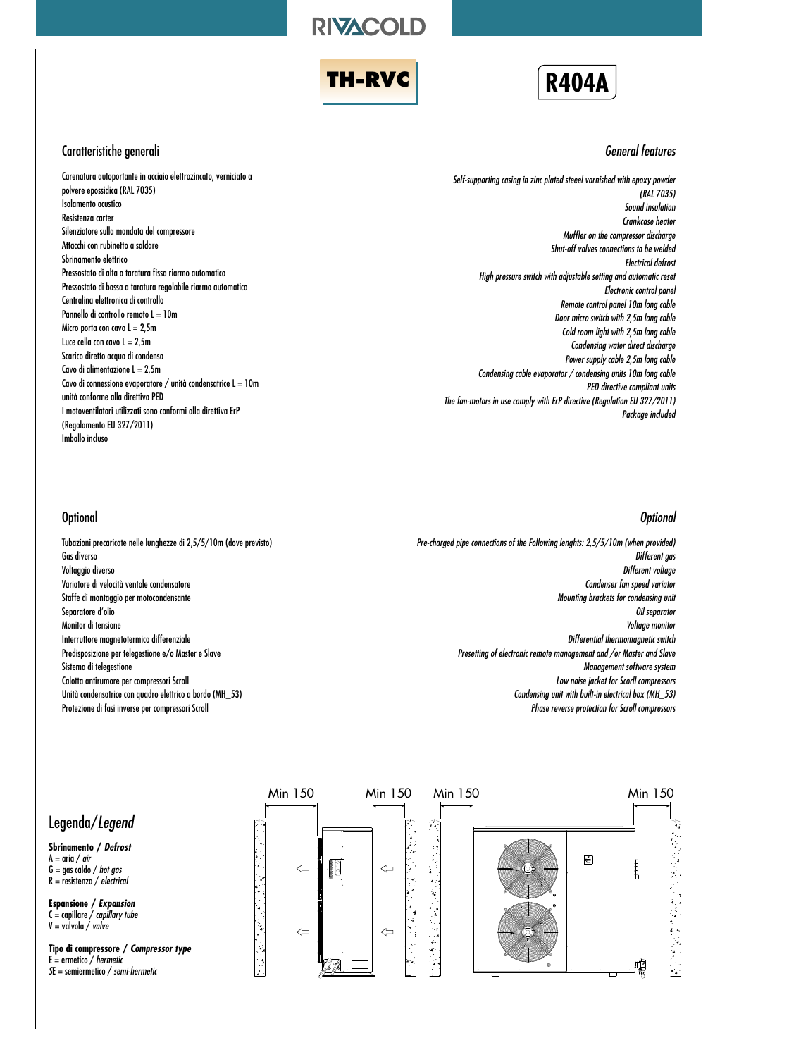RIVACOLD

**TH-RVC**

**R404A**

## Caratteristiche generali

Carenatura autoportante in acciaio elettrozincato, verniciato a polvere epossidica (RAL 7035)
Isolamento acustico
Resistenza carter
Silenziatore sulla mandata del compressore
Attacchi con rubinetto a saldare
Sbrinamento elettrico
Pressostato di alta a taratura fissa riarmo automatico
Pressostato di bassa a taratura regolabile riarmo automatico
Centralina elettronica di controllo
Pannello di controllo remoto L = 10m
Micro porta con cavo L = 2,5m
Luce cella con cavo L = 2,5m
Scarico diretto acqua di condensa
Cavo di alimentazione L = 2,5m
Cavo di connessione evaporatore / unità condensatrice L = 10m
unità conforme alla direttiva PED
I motoventilatori utilizzati sono conformi alla direttiva ErP (Regolamento EU 327/2011)
Imballo incluso

## *General features*

*Self-supporting casing in zinc plated steel varnished with epoxy powder (RAL 7035)*
*Sound insulation*
*Crankcase heater*
*Muffler on the compressor discharge*
*Shut-off valves connections to be welded*
*Electrical defrost*
*High pressure switch with adjustable setting and automatic reset*
*Electronic control panel*
*Remote control panel 10m long cable*
*Door micro switch with 2,5m long cable*
*Cold room light with 2,5m long cable*
*Condensing water direct discharge*
*Power supply cable 2,5m long cable*
*Condensing cable evaporator / condensing units 10m long cable*
*PED directive compliant units*
*The fan-motors in use comply with ErP directive (Regulation EU 327/2011)*
*Package included*

## Optional

Tubazioni precaricate nelle lunghezze di 2,5/5/10m (dove previsto)
Gas diverso
Voltaggio diverso
Variatore di velocità ventole condensatore
Staffe di montaggio per motocondensante
Separatore d'olio
Monitor di tensione
Interruttore magnetotermico differenziale
Predisposizione per telegestione e/o Master e Slave
Sistema di telegestione
Calotta antirumore per compressori Scroll
Unità condensatrice con quadro elettrico a bordo (MH_53)
Protezione di fasi inverse per compressori Scroll

## *Optional*

*Pre-charged pipe connections of the Following lenghts: 2,5/5/10m (when provided)*
*Different gas*
*Different voltage*
*Condenser fan speed variator*
*Mounting brackets for condensing unit*
*Oil separator*
*Voltage monitor*
*Differential thermomagnetic switch*
*Presetting of electronic remote management and /or Master and Slave*
*Management software system*
*Low noise jacket for Scorll compressors*
*Condensing unit with built-in electrical box (MH_53)*
*Phase reverse protection for Scroll compressors*

## Legenda/*Legend*

**Sbrinamento / *Defrost***
A = aria / *air*
G = gas caldo / *hot gas*
R = resistenza / *electrical*

**Espansione / *Expansion***
C = capillare / *capillary tube*
V = valvola / *valve*

**Tipo di compressore / *Compressor type***
E = ermetico / *hermetic*
SE = semiermetico / *semi-hermetic*

Min 150 Min 150 Min 150 Min 150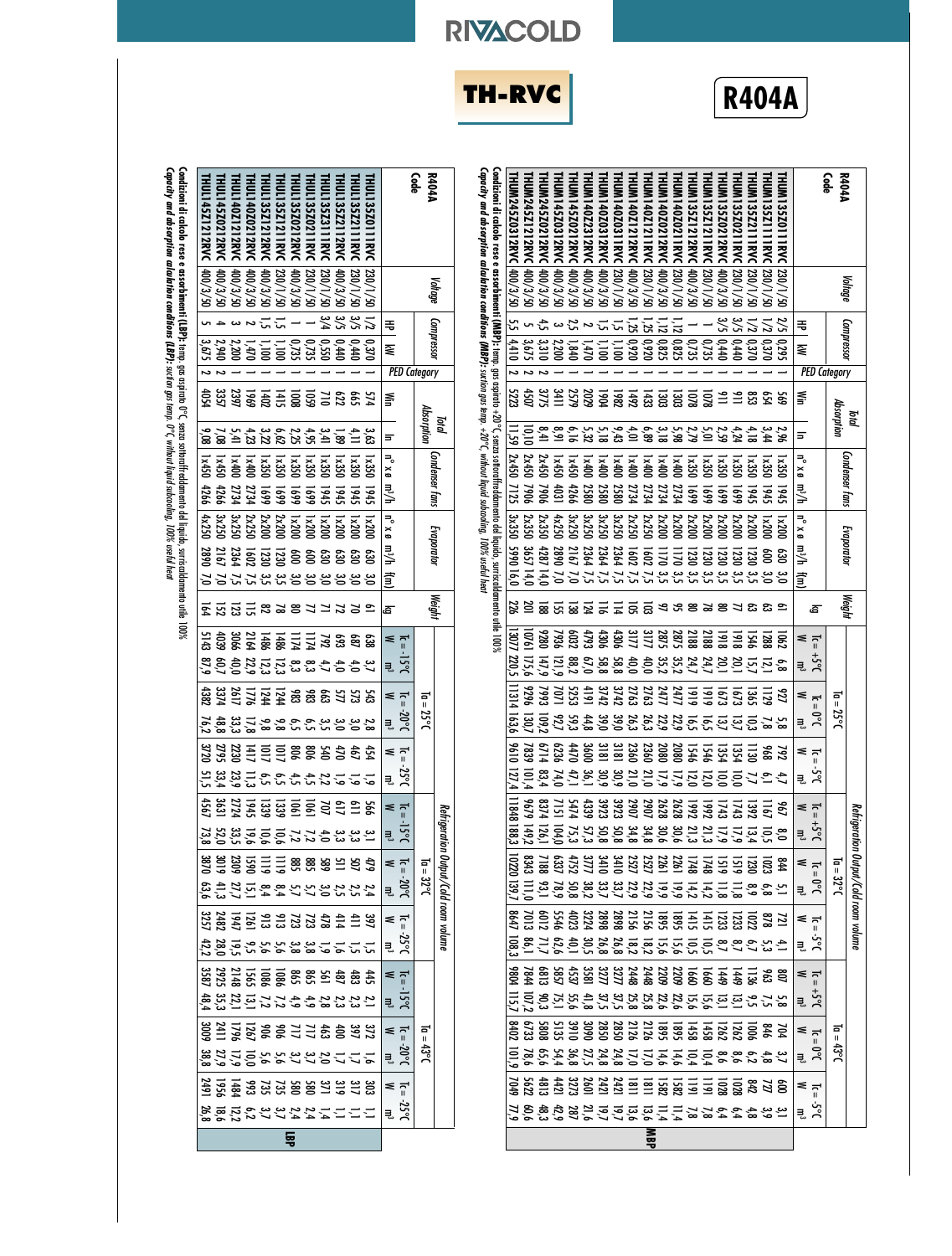# TH-RVC

# R404A

## MBP

| R404A Code | Voltage | Compressor | | PED Category | Total Absorption | | Condenser fans | | Evaporator | | | Weight | Refrigeration Output/Cold room volume | | | | | | | | | | | | | | | | | |
|---|---|---|---|---|---|---|---|---|---|---|---|---|---|---|---|---|---|---|---|---|---|---|---|---|---|---|---|---|---|---|
| | | | | | | | | | | | | | Ta = 25°C | | | | | | Ta = 32°C | | | | | | Ta = 43°C | | | | | |
| | | | | | | | | | | | | | Tc = +5°C | | Tc = 0°C | | Tc = -5°C | | Tc = +5°C | | Tc = 0°C | | Tc = -5°C | | Tc = +5°C | | Tc = 0°C | | Tc = -5°C | |
| | | HP | kW | | Win | In | n° x ø | m³/h | n° x ø | m³/h | f(m) | kg | W | m³ | W | m³ | W | m³ | W | m³ | W | m³ | W | m³ | W | m³ | W | m³ | W | m³ |
| THUM135Z011RVC | 230/1/50 | 2/5 | 0,295 | 1 | 569 | 2,96 | 1x350 | 1945 | 1x200 | 630 | 3,0 | 61 | 1062 | 6,8 | 927 | 5,8 | 792 | 4,7 | 967 | 8,0 | 844 | 5,1 | 721 | 4,1 | 807 | 5,8 | 704 | 3,7 | 600 | 3,1 |
| THUM135Z111RVC | 230/1/50 | 1/2 | 0,370 | 1 | 654 | 3,44 | 1x350 | 1945 | 1x200 | 600 | 3,0 | 63 | 1288 | 12,1 | 1129 | 7,8 | 968 | 6,1 | 1167 | 10,5 | 1023 | 6,8 | 878 | 5,3 | 963 | 7,5 | 846 | 4,8 | 727 | 3,9 |
| THUM135Z211RVC | 230/1/50 | 1/2 | 0,370 | 1 | 853 | 4,18 | 1x350 | 1945 | 2x200 | 1230 | 3,5 | 63 | 1546 | 15,7 | 1365 | 10,3 | 1130 | 7,7 | 1392 | 13,4 | 1230 | 8,9 | 1022 | 6,7 | 1136 | 9,5 | 1006 | 6,2 | 842 | 4,8 |
| THUM135Z021RVC | 230/1/50 | 3/5 | 0,440 | 1 | 911 | 4,24 | 1x350 | 1699 | 2x200 | 1230 | 3,5 | 77 | 1918 | 20,1 | 1673 | 13,7 | 1354 | 10,0 | 1743 | 17,9 | 1519 | 11,8 | 1233 | 8,7 | 1449 | 13,1 | 1262 | 8,6 | 1028 | 6,4 |
| THUM135Z022RVC | 400/3/50 | 3/5 | 0,440 | 1 | 911 | 2,59 | 1x350 | 1699 | 2x200 | 1230 | 3,5 | 80 | 1918 | 20,1 | 1673 | 13,7 | 1354 | 10,0 | 1743 | 17,9 | 1519 | 11,8 | 1233 | 8,7 | 1449 | 13,1 | 1262 | 8,6 | 1028 | 6,4 |
| THUM135Z121RVC | 230/1/50 | 1 | 0,735 | 1 | 1078 | 5,01 | 1x350 | 1699 | 2x200 | 1230 | 3,5 | 78 | 2188 | 24,7 | 1919 | 16,5 | 1546 | 12,0 | 1992 | 21,3 | 1748 | 14,2 | 1415 | 10,5 | 1660 | 15,6 | 1458 | 10,4 | 1191 | 7,8 |
| THUM135Z122RVC | 400/3/50 | 1 | 0,735 | 1 | 1078 | 2,79 | 1x350 | 1699 | 2x200 | 1230 | 3,5 | 80 | 2188 | 24,7 | 1919 | 16,5 | 1546 | 12,0 | 1992 | 21,3 | 1748 | 14,2 | 1415 | 10,5 | 1660 | 15,6 | 1458 | 10,4 | 1191 | 7,8 |
| THUM140Z021RVC | 230/1/50 | 1,12 | 0,825 | 1 | 1303 | 5,98 | 1x400 | 2734 | 2x200 | 1170 | 3,5 | 97 | 2875 | 35,2 | 2477 | 22,9 | 2080 | 17,9 | 2628 | 30,6 | 2261 | 19,9 | 1895 | 15,6 | 2209 | 22,6 | 1895 | 14,6 | 1582 | 11,4 |
| THUM140Z022RVC | 400/3/50 | 1,12 | 0,825 | 1 | 1303 | 3,18 | 1x400 | 2734 | 2x200 | 1170 | 3,5 | 97 | 2875 | 35,2 | 2477 | 22,9 | 2080 | 17,9 | 2628 | 30,6 | 2261 | 19,9 | 1895 | 15,6 | 2209 | 22,6 | 1895 | 14,6 | 1582 | 11,4 |
| THUM140Z211RVC | 230/1/50 | 1,25 | 0,920 | 1 | 1433 | 6,89 | 1x400 | 2734 | 2x250 | 1602 | 7,5 | 103 | 3177 | 40,0 | 2763 | 26,3 | 2360 | 21,0 | 2907 | 34,8 | 2527 | 22,9 | 2156 | 18,2 | 2448 | 25,8 | 2126 | 17,0 | 1811 | 13,6 |
| THUM140Z212RVC | 400/3/50 | 1,25 | 0,920 | 1 | 1492 | 4,01 | 1x400 | 2734 | 2x250 | 1602 | 7,5 | 105 | 3177 | 40,0 | 2763 | 26,3 | 2360 | 21,0 | 2907 | 34,8 | 2527 | 22,9 | 2156 | 18,2 | 2448 | 25,8 | 2126 | 17,0 | 1811 | 13,6 |
| THUM140Z031RVC | 230/1/50 | 1,5 | 1,100 | 1 | 1982 | 9,43 | 1x400 | 2580 | 3x250 | 2364 | 7,5 | 114 | 4306 | 58,8 | 3742 | 39,0 | 3181 | 30,9 | 3923 | 50,8 | 3410 | 33,7 | 2898 | 26,8 | 3277 | 37,5 | 2850 | 24,8 | 2421 | 19,7 |
| THUM140Z032RVC | 400/3/50 | 1,5 | 1,100 | 1 | 1904 | 5,18 | 1x400 | 2580 | 3x250 | 2364 | 7,5 | 116 | 4306 | 58,8 | 3742 | 39,0 | 3181 | 30,9 | 3923 | 50,8 | 3410 | 33,7 | 2898 | 26,8 | 3277 | 37,5 | 2850 | 24,8 | 2421 | 19,7 |
| THUM140Z232RVC | 400/3/50 | 2 | 1,470 | 1 | 2029 | 5,32 | 1x400 | 2580 | 3x250 | 2364 | 7,5 | 124 | 4793 | 67,0 | 4191 | 44,8 | 3600 | 36,1 | 4339 | 57,3 | 3777 | 38,2 | 3224 | 30,5 | 3581 | 41,8 | 3090 | 27,5 | 2601 | 21,6 |
| THUM145Z022RVC | 400/3/50 | 2,5 | 1,840 | 1 | 2579 | 6,16 | 1x450 | 4266 | 3x250 | 2167 | 7,0 | 138 | 6032 | 88,2 | 5253 | 59,3 | 4470 | 47,1 | 5474 | 75,3 | 4752 | 50,8 | 4023 | 40,1 | 4537 | 55,6 | 3910 | 36,8 | 3273 | 28,7 |
| THUM145Z032RVC | 400/3/50 | 3 | 2,200 | 1 | 3411 | 8,91 | 1x450 | 4031 | 4x250 | 2890 | 7,0 | 155 | 7936 | 121,9 | 7011 | 92,7 | 6236 | 74,0 | 7151 | 104,0 | 6337 | 78,9 | 5546 | 62,6 | 5857 | 75,1 | 5135 | 54,4 | 4421 | 42,9 |
| THUM245Z022RVC | 400/3/50 | 4,5 | 3,310 | 2 | 3775 | 8,41 | 2x450 | 7906 | 2x350 | 4287 | 14,0 | 188 | 9280 | 147,9 | 7993 | 109,2 | 6714 | 83,4 | 8374 | 126,1 | 7188 | 93,1 | 6012 | 71,7 | 6813 | 90,3 | 5808 | 65,6 | 4813 | 48,3 |
| THUM245Z122RVC | 400/3/50 | 5 | 3,675 | 2 | 4507 | 10,10 | 2x450 | 7906 | 2x350 | 3657 | 14,0 | 201 | 10761 | 175,6 | 9296 | 130,7 | 7839 | 101,4 | 9679 | 149,2 | 8343 | 111,0 | 7013 | 86,1 | 7844 | 107,2 | 6733 | 78,6 | 5622 | 60,6 |
| THUM245Z032RVC | 400/3/50 | 5,5 | 4,410 | 2 | 5223 | 11,59 | 2x450 | 7125 | 3x350 | 5990 | 16,0 | 226 | 13077 | 220,5 | 11314 | 163,6 | 9610 | 127,4 | 11848 | 188,3 | 10220 | 139,7 | 8647 | 108,3 | 9804 | 115,7 | 8402 | 101,9 | 7049 | 77,9 |

**Condizioni di calcolo rese e assorbimenti (MBP):** temp. gas aspirato +20°C, senza sottoraffreddamento del liquido, surriscaldamento utile 100%

***Capacity and absorption calculation conditions (MBP):*** *suction gas temp. +20°C, without liquid subcooling, 100% useful heat*

## LBP

| R404A Code | Voltage | Compressor | | PED Category | Total Absorption | | Condenser fans | | Evaporator | | | Weight | Refrigeration Output/Cold room volume | | | | | | | | | | | | | | | | | |
|---|---|---|---|---|---|---|---|---|---|---|---|---|---|---|---|---|---|---|---|---|---|---|---|---|---|---|---|---|---|---|
| | | | | | | | | | | | | | Ta = 25°C | | | | | | Ta = 32°C | | | | | | Ta = 43°C | | | | | |
| | | | | | | | | | | | | | Tc = -15°C | | Tc = -20°C | | Tc = -25°C | | Tc = -15°C | | Tc = -20°C | | Tc = -25°C | | Tc = -15°C | | Tc = -20°C | | Tc = -25°C | |
| | | HP | kW | | Win | In | n° x ø | m³/h | n° x ø | m³/h | f(m) | kg | W | m³ | W | m³ | W | m³ | W | m³ | W | m³ | W | m³ | W | m³ | W | m³ | W | m³ |
| THUL135Z011RVC | 230/1/50 | 1/2 | 0,370 | 1 | 574 | 3,63 | 1x350 | 1945 | 1x200 | 630 | 3,0 | 61 | 638 | 3,7 | 543 | 2,8 | 454 | 1,9 | 566 | 3,1 | 479 | 2,4 | 397 | 1,5 | 445 | 2,1 | 372 | 1,6 | 303 | 1,1 |
| THUL135Z211RVC | 230/1/50 | 3/5 | 0,440 | 1 | 665 | 4,11 | 1x350 | 1945 | 1x200 | 630 | 3,0 | 70 | 687 | 4,0 | 573 | 3,0 | 467 | 1,9 | 611 | 3,3 | 507 | 2,5 | 411 | 1,5 | 483 | 2,3 | 397 | 1,7 | 317 | 1,1 |
| THUL135Z212RVC | 400/3/50 | 3/5 | 0,440 | 1 | 622 | 1,89 | 1x350 | 1945 | 1x200 | 630 | 3,0 | 72 | 693 | 4,0 | 577 | 3,0 | 470 | 1,9 | 617 | 3,3 | 511 | 2,5 | 414 | 1,6 | 487 | 2,3 | 400 | 1,7 | 319 | 1,1 |
| THUL135Z311RVC | 230/1/50 | 3/4 | 0,550 | 1 | 710 | 3,41 | 1x350 | 1945 | 1x200 | 630 | 3,0 | 72 | 792 | 4,7 | 657 | 3,5 | 540 | 2,2 | 707 | 4,0 | 589 | 3,0 | 478 | 1,9 | 561 | 2,8 | 463 | 2,0 | 371 | 1,4 |
| THUL135Z021RVC | 230/1/50 | 1 | 0,735 | 1 | 1059 | 4,95 | 1x350 | 1699 | 1x200 | 600 | 3,0 | 77 | 1174 | 8,3 | 983 | 6,5 | 806 | 4,5 | 1061 | 7,2 | 885 | 5,7 | 723 | 3,8 | 865 | 4,9 | 717 | 3,7 | 580 | 2,4 |
| THUL135Z022RVC | 400/3/50 | 1 | 0,735 | 1 | 1008 | 2,25 | 1x350 | 1699 | 1x200 | 600 | 3,0 | 78 | 1174 | 8,3 | 983 | 6,5 | 806 | 4,5 | 1061 | 7,2 | 885 | 5,7 | 723 | 3,8 | 865 | 4,9 | 717 | 3,7 | 580 | 2,4 |
| THUL135Z121RVC | 230/1/50 | 1,5 | 1,100 | 1 | 1415 | 6,62 | 1x350 | 1699 | 2x200 | 1230 | 3,5 | 78 | 1486 | 12,3 | 1244 | 9,8 | 1017 | 6,5 | 1339 | 10,6 | 1119 | 8,4 | 913 | 5,6 | 1086 | 7,2 | 906 | 5,6 | 735 | 3,7 |
| THUL135Z122RVC | 400/3/50 | 1,5 | 1,100 | 1 | 1402 | 3,22 | 1x350 | 1699 | 2x200 | 1230 | 3,5 | 82 | 1486 | 12,3 | 1244 | 9,8 | 1017 | 6,5 | 1339 | 10,6 | 1119 | 8,4 | 913 | 5,6 | 1086 | 7,2 | 906 | 5,6 | 735 | 3,7 |
| THUL140Z012RVC | 400/3/50 | 2 | 1,470 | 1 | 1969 | 4,23 | 1x400 | 2734 | 2x250 | 1602 | 7,5 | 115 | 2164 | 22,9 | 1776 | 17,8 | 1417 | 11,3 | 1945 | 19,6 | 1590 | 15,1 | 1261 | 9,5 | 1565 | 13,1 | 1267 | 10,0 | 993 | 6,2 |
| THUL140Z022RVC | 400/3/50 | 3 | 2,200 | 1 | 2397 | 5,41 | 1x400 | 2734 | 3x250 | 2364 | 7,5 | 123 | 3066 | 40,0 | 2617 | 33,3 | 2230 | 23,9 | 2774 | 33,5 | 2309 | 27,7 | 1947 | 19,5 | 2148 | 22,1 | 1796 | 17,9 | 1484 | 12,2 |
| THUL145Z012RVC | 400/3/50 | 4 | 2,940 | 2 | 3357 | 7,08 | 1x450 | 4266 | 3x250 | 2167 | 7,0 | 152 | 4039 | 60,7 | 3374 | 48,8 | 2795 | 33,4 | 3631 | 52,0 | 3019 | 41,3 | 2482 | 28,0 | 2925 | 35,3 | 2411 | 27,9 | 1956 | 18,6 |
| THUL145Z212RVC | 400/3/50 | 5 | 3,675 | 2 | 4054 | 9,08 | 1x450 | 4266 | 4x250 | 2890 | 7,0 | 164 | 5143 | 87,9 | 4382 | 76,2 | 3720 | 51,5 | 4567 | 73,8 | 3870 | 63,6 | 3257 | 42,2 | 3587 | 48,4 | 3009 | 38,8 | 2491 | 26,8 |

**Condizioni di calcolo rese e assorbimenti (LBP):** temp. gas aspirato 0°C, senza sottoraffreddamento del liquido, surriscaldamento utile 100%

***Capacity and absorption calculation conditions (LBP):*** *suction gas temp. 0°C, without liquid subcooling, 100% useful heat*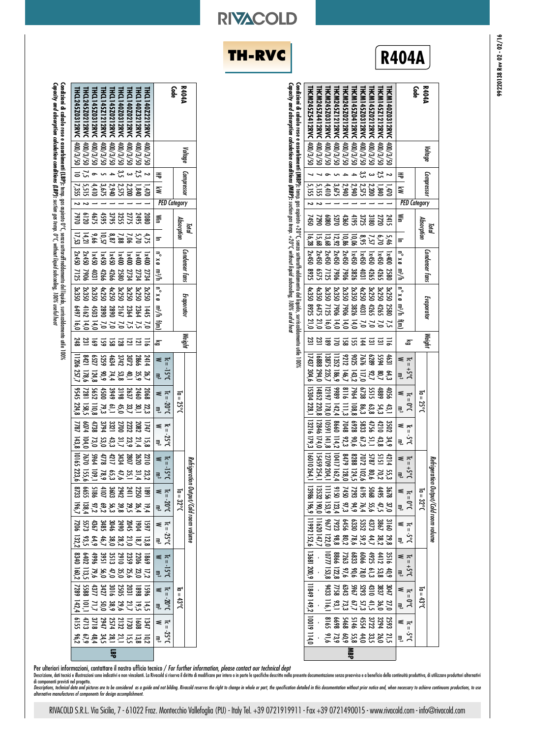# RIVACOLD

## TH-RVC

## R404A

**MBP**

| R404A Code | Voltage | Compressor | | PED Category | Total Absorption | | Condenser fans | | Evaporator | | | Weight | Refrigeration Output/Cold room volume | | | | | | | | | | | | | | | | | |
|---|---|---|---|---|---|---|---|---|---|---|---|---|---|---|---|---|---|---|---|---|---|---|---|---|---|---|---|---|---|---|
| | | | | | | | | | | | | | Ta = 25°C | | | | | | Ta = 32°C | | | | | | Ta = 43°C | | | | | |
| | | | | | | | | | | | | | Tc = +5°C | | Tc = 0°C | | Tc = -5°C | | Tc = +5°C | | Tc = 0°C | | Tc = -5°C | | Tc = +5°C | | Tc = 0°C | | Tc = -5°C | |
| | | HP | kW | | Win | In | n° x ø | m³/h | n° x ø | m³/h | f(m) | kg | W | m³ | W | m³ | W | m³ | W | m³ | W | m³ | W | m³ | W | m³ | W | m³ | W | m³ |
| THCM140Z031RVC | 400/3/50 | 2 | 1,470 | 1 | 2415 | 5,46 | 1x400 | 2580 | 3x250 | 2580 | 7,5 | 116 | 4631 | 64,3 | 4056 | 43,1 | 3502 | 34,9 | 4214 | 55,3 | 3678 | 37,0 | 3160 | 29,8 | 3516 | 40,9 | 3047 | 27,0 | 2593 | 21,5 |
| THCM145Z121RVC | 400/3/50 | 2,5 | 1,840 | 1 | 2720 | 6,70 | 1x450 | 4265 | 3x250 | 4265 | 7,0 | 131 | 5594 | 80,7 | 4889 | 54,3 | 4210 | 43,8 | 5151 | 70,2 | 4495 | 47,5 | 3867 | 38,2 | 4412 | 53,8 | 3837 | 36,0 | 3294 | 26,0 |
| THCM145Z021RVC | 400/3/50 | 3 | 2,200 | 1 | 3180 | 7,57 | 1x450 | 4265 | 3x250 | 4265 | 7,0 | 131 | 6289 | 92,7 | 5515 | 63,8 | 4756 | 51,1 | 5787 | 80,6 | 5068 | 55,6 | 4373 | 44,7 | 4925 | 61,3 | 4310 | 41,5 | 3722 | 33,5 |
| THCM145Z031RVC | 400/3/50 | 3,5 | 2,575 | 1 | 3725 | 8,95 | 1x450 | 4031 | 4x250 | 4031 | 7,0 | 144 | 7676 | 117,0 | 6738 | 86,3 | 5833 | 67,3 | 7072 | 102,6 | 6195 | 76,4 | 5352 | 59,2 | 6066 | 78,0 | 5293 | 57,3 | 4554 | 44,0 |
| THCM145Z041RVC | 400/3/50 | 4 | 2,940 | 1 | 4195 | 10,06 | 1x450 | 3826 | 2x350 | 3826 | 14,0 | 155 | 9025 | 143,2 | 7964 | 108,8 | 6928 | 90,6 | 8288 | 124,5 | 7293 | 94,9 | 6330 | 78,6 | 6833 | 90,6 | 5967 | 67,7 | 5146 | 55,8 |
| THCM245Z021RVC | 400/3/50 | 4 | 2,940 | 1 | 4360 | 10,86 | 2x450 | 7906 | 2x350 | 7906 | 14,0 | 158 | 9212 | 146,7 | 8116 | 111,3 | 7048 | 92,3 | 8479 | 128,0 | 7450 | 97,3 | 6456 | 80,2 | 7263 | 97,6 | 6343 | 73,3 | 5468 | 60,9 |
| THCM245Z121RVC | 400/3/50 | 5 | 3,675 | 1 | 5270 | 12,92 | 2x450 | 7906 | 2x350 | 7906 | 14,0 | 170 | 11352 | 186,9 | 9989 | 142,4 | 8660 | 114,2 | 10417 | 162,4 | 9150 | 123,4 | 7923 | 98,8 | 8866 | 122,8 | 7758 | 93,1 | 6698 | 73,9 |
| THCM245Z031RVC | 400/3/50 | 6 | 4,410 | 1 | 6080 | 13,68 | 2x450 | 7125 | 3x350 | 7125 | 16,0 | 189 | 13875 | 235,7 | 12197 | 178,0 | 10591 | 141,8 | 12709 | 204,1 | 11156 | 153,9 | 9677 | 122,0 | 10777 | 153,8 | 9433 | 116,1 | 8165 | 91,6 |
| THCM245Z441RVC | 400/3/50 | 7 | 5,155 | 2 | 7290 | 15,68 | 2x450 | 6575 | 4x350 | 6475 | 21,0 | 231 | 16888 | 294,0 | 14852 | 220,8 | 12846 | 174,0 | 15459 | 254,1 | 13532 | 190,0 | 11620 | 147,7 | - | - | - | - | - | - |
| THCM245Z541RVC | 400/3/50 | 7 | 5,155 | 2 | 7450 | 16,28 | 2x450 | 8925 | 4x350 | 8925 | 21,0 | 231 | 17432 | 304,6 | 15304 | 228,1 | 13216 | 179,3 | 16010 | 264,1 | 13986 | 196,9 | 11992 | 152,6 | 13681 | 200,9 | 11849 | 149,2 | 10019 | 114,0 |

**Condizioni di catalogo rese e assorbimenti (MBP):** temp. gas aspirato +20°C, senza sottoraffreddamento del liquido, surriscaldamento utile 100%
***Capacity and absorption calculation conditions (MBP):** suction gas temp. +20°C, without liquid subcooling, 100% useful heat*

**LBP**

| R404A Code | Voltage | Compressor | | PED Category | Total Absorption | | Condenser fans | | Evaporator | | | Weight | Refrigeration Output/Cold room volume | | | | | | | | | | | | | | | | | |
|---|---|---|---|---|---|---|---|---|---|---|---|---|---|---|---|---|---|---|---|---|---|---|---|---|---|---|---|---|---|---|
| | | | | | | | | | | | | | Ta = 25°C | | | | | | Ta = 32°C | | | | | | Ta = 43°C | | | | | |
| | | | | | | | | | | | | | Tc = -15°C | | Tc = -20°C | | Tc = -25°C | | Tc = -15°C | | Tc = -20°C | | Tc = -25°C | | Tc = -15°C | | Tc = -20°C | | Tc = -25°C | |
| | | HP | kW | | Win | In | n° x ø | m³/h | n° x ø | m³/h | f(m) | kg | W | m³ | W | m³ | W | m³ | W | m³ | W | m³ | W | m³ | W | m³ | W | m³ | W | m³ |
| THCL140Z221RVC | 400/3/50 | 2 | 1,470 | 1 | 2080 | 4,75 | 1x400 | 2734 | 2x250 | 1445 | 7,0 | 116 | 2414 | 26,7 | 2068 | 22,3 | 1747 | 15,8 | 2210 | 23,2 | 1811 | 19,4 | 1597 | 13,8 | 1869 | 17,2 | 1596 | 14,5 | 1347 | 10,2 |
| THCL140Z321RVC | 400/3/50 | 2,5 | 1,840 | 1 | 2495 | 5,70 | 1x400 | 2734 | 3x250 | 2364 | 7,5 | 121 | 2866 | 35,9 | 2460 | 30,1 | 2082 | 21,4 | 2620 | 31,4 | 2250 | 26,4 | 1904 | 18,7 | 2206 | 23,0 | 1898 | 19,5 | 1608 | 13,8 |
| THCL140Z021RVC | 400/3/50 | 3 | 2,200 | 1 | 2775 | 7,06 | 1x400 | 2734 | 3x250 | 2364 | 7,5 | 121 | 3072 | 40,1 | 2637 | 33,7 | 2232 | 23,9 | 2807 | 35,1 | 2411 | 29,5 | 2045 | 21,0 | 2359 | 25,6 | 2031 | 21,7 | 1730 | 15,5 |
| THCL140Z031RVC | 400/3/50 | 3,5 | 2,575 | 1 | 3255 | 7,88 | 1x400 | 2580 | 3x250 | 2167 | 7,0 | 128 | 3742 | 53,8 | 3198 | 45,0 | 2700 | 31,7 | 3434 | 47,6 | 2942 | 39,8 | 2490 | 28,2 | 2910 | 35,0 | 2505 | 29,6 | 2132 | 21,1 |
| THCL145Z021RVC | 400/3/50 | 4 | 2,940 | 1 | 3795 | 8,87 | 1x450 | 4266 | 4x250 | 2890 | 7,0 | 158 | 4634 | 74,4 | 3949 | 61,1 | 3321 | 43,3 | 4217 | 65,3 | 3603 | 54,3 | 3046 | 38,0 | 3513 | 47,0 | 3016 | 38,9 | 2574 | 28,1 |
| THCL145Z121RVC | 400/3/50 | 5 | 3,675 | 1 | 4595 | 10,57 | 1x450 | 4266 | 4x250 | 2890 | 7,0 | 159 | 5259 | 90,9 | 4500 | 79,3 | 3794 | 53,0 | 4778 | 78,9 | 4107 | 69,2 | 3485 | 46,7 | 3951 | 56,0 | 3427 | 50,0 | 2947 | 34,5 |
| THCL145Z031RVC | 400/3/50 | 6 | 4,410 | 1 | 4675 | 9,66 | 1x450 | 4031 | 2x350 | 4503 | 14,0 | 169 | 6527 | 124,8 | 5652 | 110,8 | 4738 | 73,0 | 5964 | 109,1 | 5186 | 97,2 | 4367 | 64,9 | 4996 | 79,6 | 4377 | 71,7 | 3718 | 48,4 |
| THCL245Z021RVC | 400/3/50 | 7,5 | 5,515 | 2 | 6120 | 14,21 | 2x450 | 7906 | 2x350 | 4162 | 14,0 | 231 | 8421 | 178,6 | 7281 | 158,5 | 6074 | 104,0 | 7670 | 155,6 | 6655 | 138,4 | 5573 | 93,5 | 6402 | 113,5 | 5588 | 101,1 | 4713 | 67,9 |
| THCL245Z031RVC | 400/3/50 | 10 | 7,355 | 2 | 7970 | 17,53 | 2x450 | 7125 | 3x350 | 6497 | 16,0 | 248 | 11206 | 257,7 | 9545 | 224,8 | 7787 | 143,8 | 10165 | 223,6 | 8733 | 196,7 | 7206 | 132,2 | 8340 | 160,2 | 7289 | 142,4 | 6155 | 96,2 |

**Condizioni di catalogo rese e assorbimenti (LBP):** temp. gas aspirato 0°C, senza sottoraffreddamento del liquido, surriscaldamento utile 100%
***Capacity and absorption calculation conditions (LBP):** suction gas temp. 0°C, without liquid subcooling, 100% useful heat*

Per ulteriori informazioni, contattare il nostro ufficio tecnico / *For further information, please contact our technical dept*

Descrizione, dati tecnici e illustrazioni sono indicativi e non vincolanti. La Rivacold si riserva il diritto di modificare per intero o in parte le specifiche descritte nella presente documentazione senza preavviso e a beneficio della continuità produttiva, di utilizzare produttori alternativi di componenti previsti nel progetto.

*Descriptions, technical data and pictures are to be considered as a guide and not binding. Rivacold reserves the right to change in whole or part, the specification detailed in this documentation without prior notice and, when necessary to achieve continuous productions, to use alternative manufactures of components for design accomplishment.*